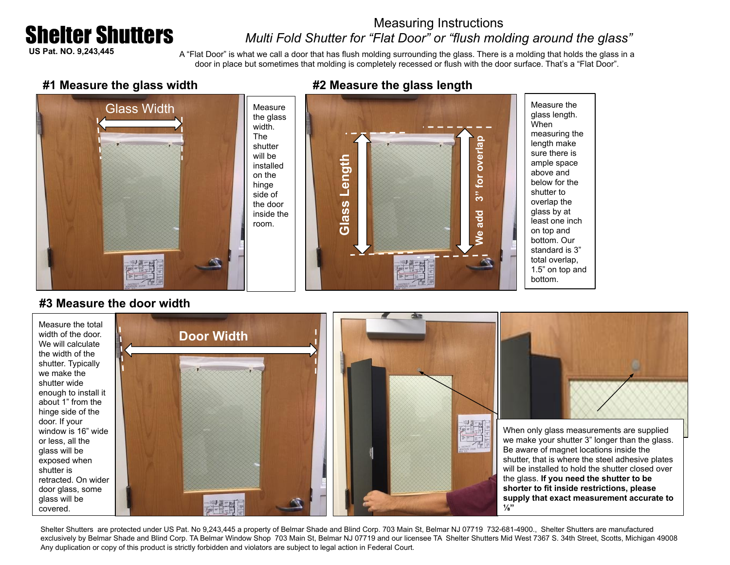# Shelter Shutters

**US Pat. NO. 9,243,445**

## Measuring Instructions

### *Multi Fold Shutter for "Flat Door" or "flush molding around the glass"*

A "Flat Door" is what we call a door that has flush molding surrounding the glass. There is a molding that holds the glass in a door in place but sometimes that molding is completely recessed or flush with the door surface. That's a "Flat Door".

### #1 Measure the glass width

Glass Width

Measure the glass width. The shutter will be installed on the hinge side of the door inside the room.

### #2 Measure the glass length

Glass Length

We add 3" for overlap

Measure the glass length. When measuring the length make sure there is ample space above and below for the shutter to overlap the glass by at least one inch on top and bottom. Our standard is 3" total overlap, 1.5" on top and bottom.

### #3 Measure the door width

Door Width

Measure the total width of the door. We will calculate the width of the shutter. Typically we make the shutter wide enough to install it about 1" from the hinge side of the door. If your window is 16" wide or less, all the glass will be exposed when shutter is retracted. On wider door glass, some glass will be covered.

When only glass measurements are supplied we make your shutter 3" longer than the glass. Be aware of magnet locations inside the shutter, that is where the steel adhesive plates will be installed to hold the shutter closed over the glass. **If you need the shutter to be shorter to fit inside restrictions, please supply that exact measurement accurate to ⅛"**

Shelter Shutters are protected under US Pat. No 9,243,445 a property of Belmar Shade and Blind Corp. 703 Main St, Belmar NJ 07719 732-681-4900., Shelter Shutters are manufactured exclusively by Belmar Shade and Blind Corp. TA Belmar Window Shop 703 Main St, Belmar NJ 07719 and our licensee TA Shelter Shutters Mid West 7367 S. 34th Street, Scotts, Michigan 49008 Any duplication or copy of this product is strictly forbidden and violators are subject to legal action in Federal Court.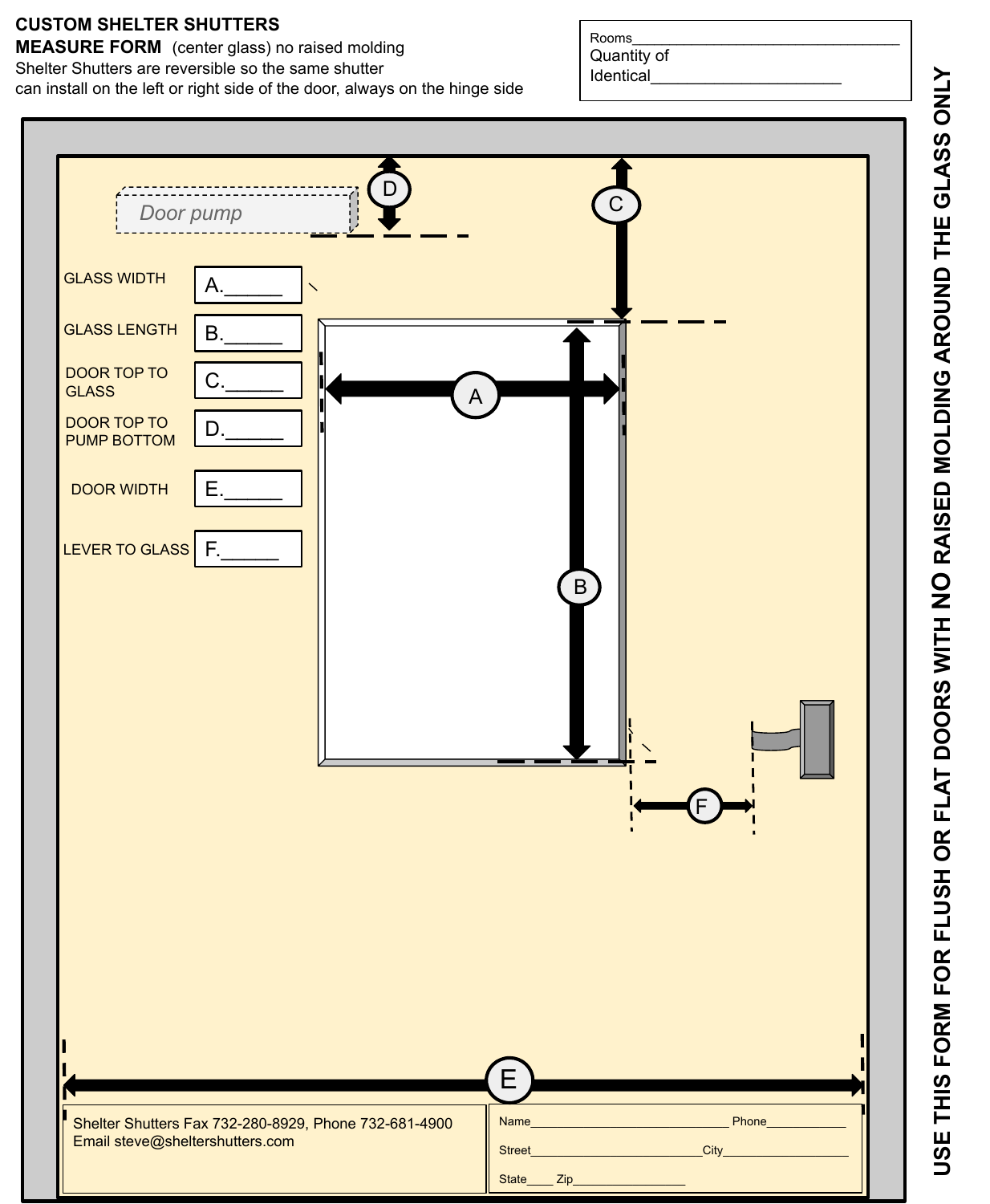**CUSTOM SHELTER SHUTTERS**
**MEASURE FORM** (center glass) no raised molding
Shelter Shutters are reversible so the same shutter can install on the left or right side of the door, always on the hinge side

Rooms____________________________
Quantity of Identical____________________

Door pump

D

C

GLASS WIDTH A.______

GLASS LENGTH B.______

DOOR TOP TO GLASS C.______

DOOR TOP TO PUMP BOTTOM D.______

DOOR WIDTH E.______

LEVER TO GLASS F.______

A

B

F

E

Shelter Shutters Fax 732-280-8929, Phone 732-681-4900
Email steve@sheltershutters.com

Name____________________________ Phone___________

Street____________________________ City_________________

State____ Zip______________

USE THIS FORM FOR FLUSH OR FLAT DOORS WITH NO RAISED MOLDING AROUND THE GLASS ONLY